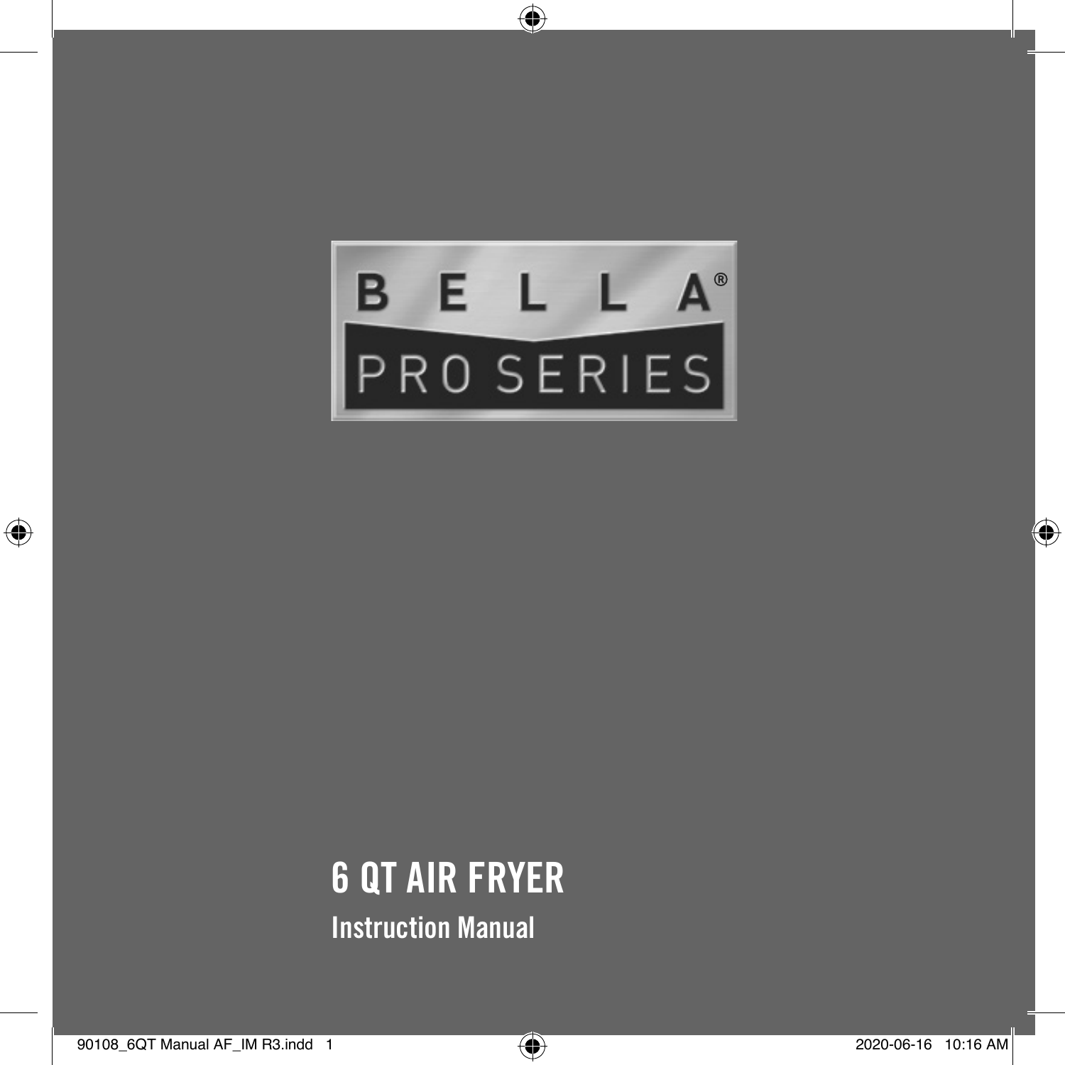BELLA®

PRO SERIES

# 6 QT AIR FRYER

## Instruction Manual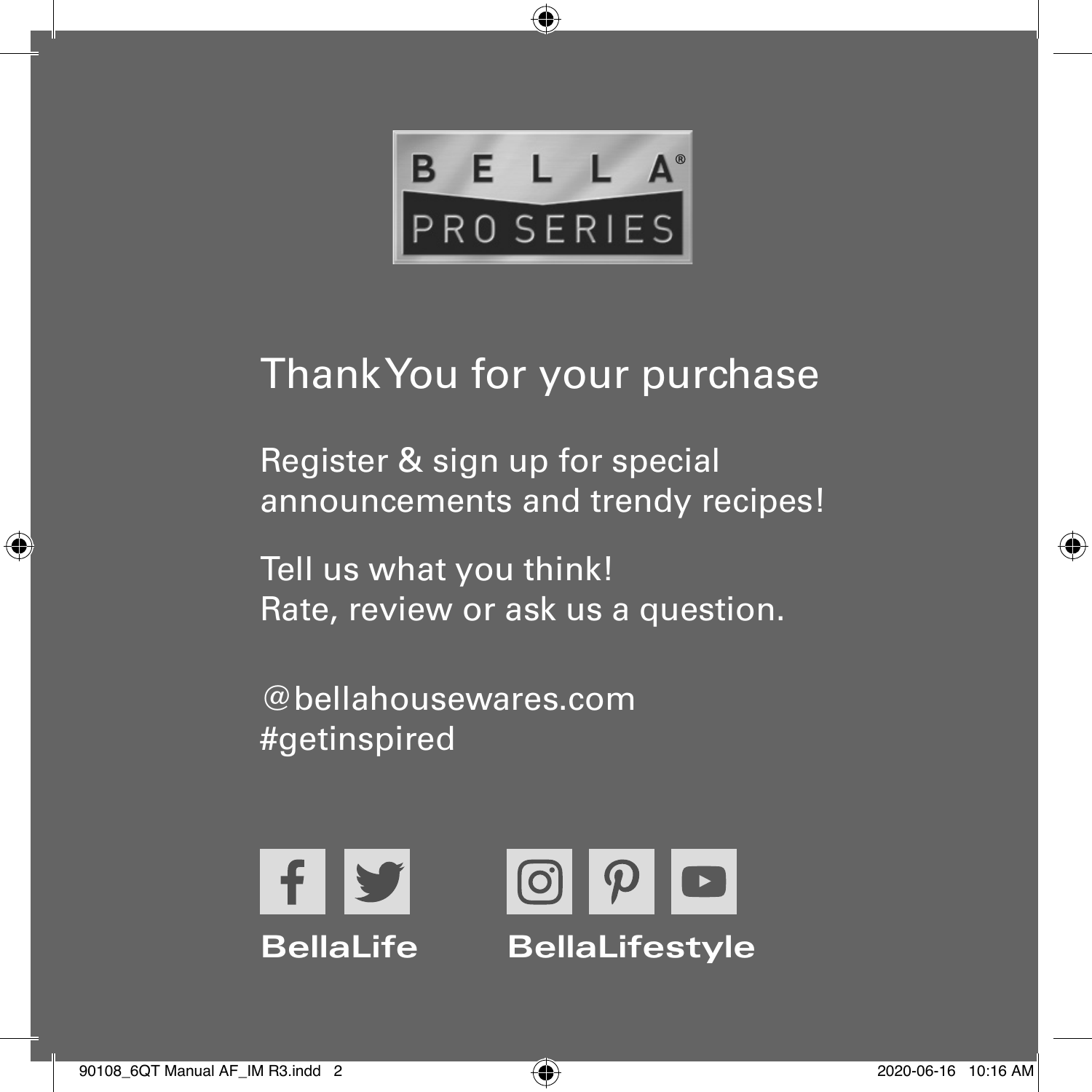BELLA® PRO SERIES

# Thank You for your purchase

Register & sign up for special announcements and trendy recipes!

Tell us what you think!
Rate, review or ask us a question.

@bellahousewares.com
#getinspired

**BellaLife** **BellaLifestyle**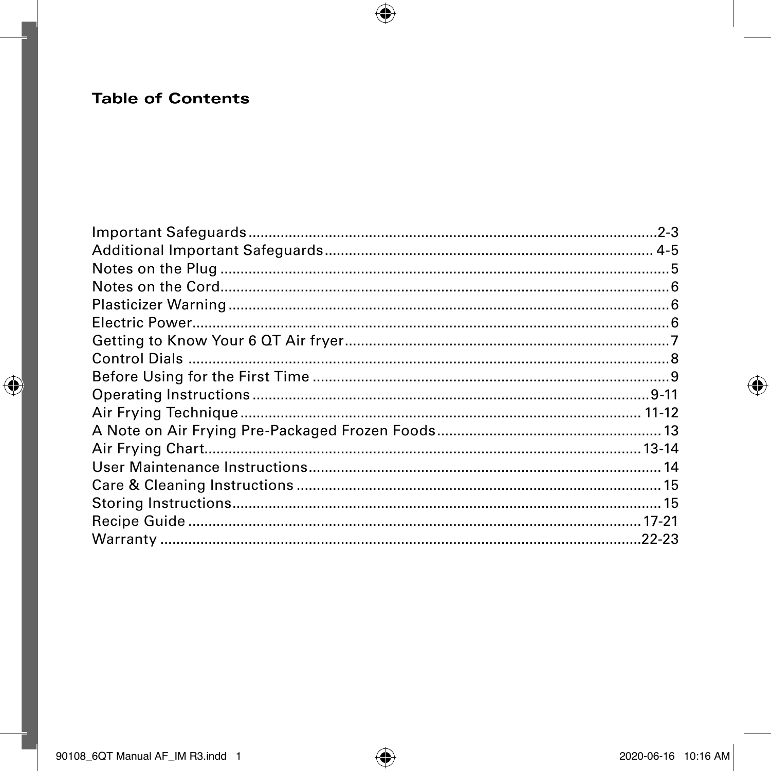## Table of Contents

| | |
|---|---|
| Important Safeguards | 2-3 |
| Additional Important Safeguards | 4-5 |
| Notes on the Plug | 5 |
| Notes on the Cord | 6 |
| Plasticizer Warning | 6 |
| Electric Power | 6 |
| Getting to Know Your 6 QT Air fryer | 7 |
| Control Dials | 8 |
| Before Using for the First Time | 9 |
| Operating Instructions | 9-11 |
| Air Frying Technique | 11-12 |
| A Note on Air Frying Pre-Packaged Frozen Foods | 13 |
| Air Frying Chart | 13-14 |
| User Maintenance Instructions | 14 |
| Care & Cleaning Instructions | 15 |
| Storing Instructions | 15 |
| Recipe Guide | 17-21 |
| Warranty | 22-23 |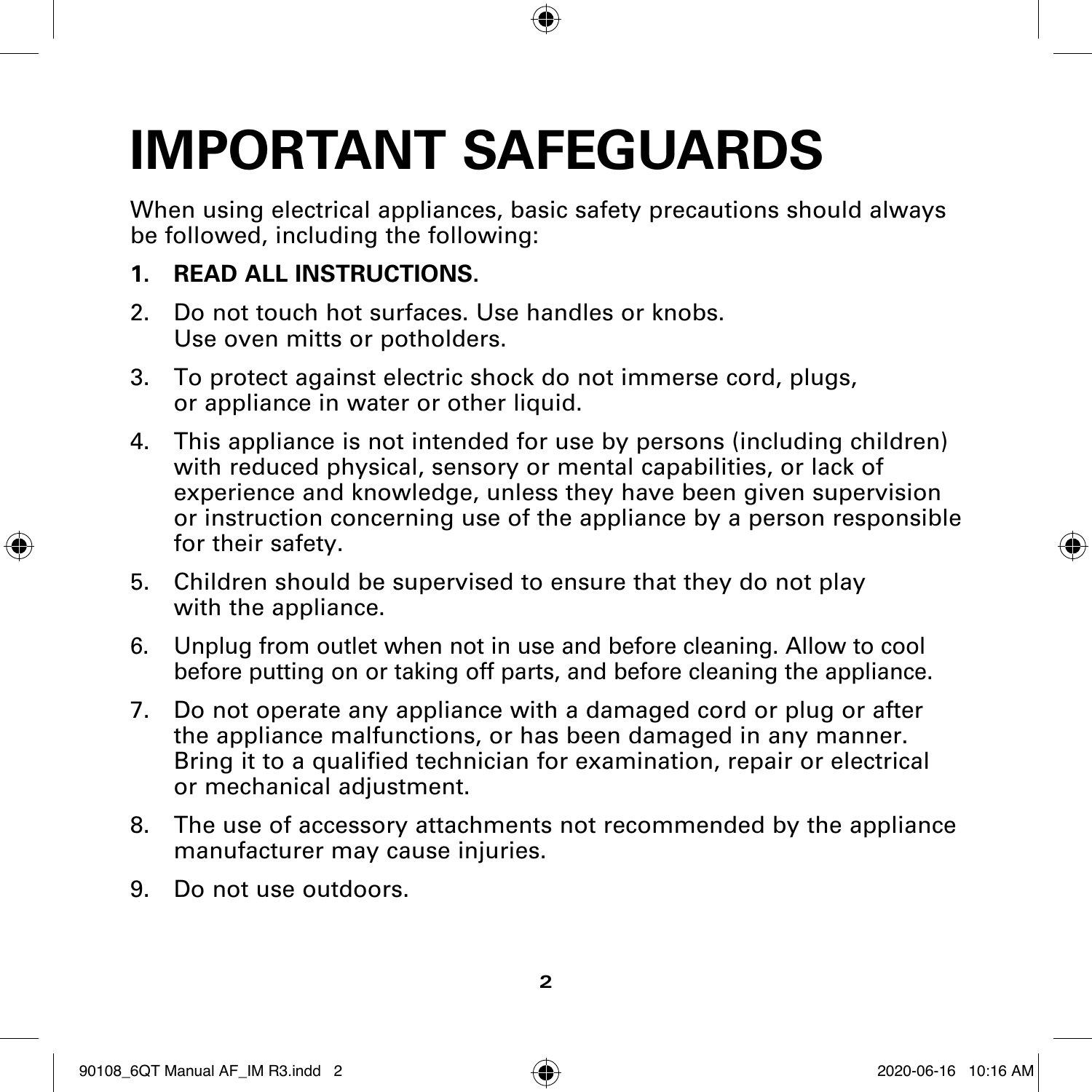# IMPORTANT SAFEGUARDS

When using electrical appliances, basic safety precautions should always be followed, including the following:

1. **READ ALL INSTRUCTIONS.**
2. Do not touch hot surfaces. Use handles or knobs. Use oven mitts or potholders.
3. To protect against electric shock do not immerse cord, plugs, or appliance in water or other liquid.
4. This appliance is not intended for use by persons (including children) with reduced physical, sensory or mental capabilities, or lack of experience and knowledge, unless they have been given supervision or instruction concerning use of the appliance by a person responsible for their safety.
5. Children should be supervised to ensure that they do not play with the appliance.
6. Unplug from outlet when not in use and before cleaning. Allow to cool before putting on or taking off parts, and before cleaning the appliance.
7. Do not operate any appliance with a damaged cord or plug or after the appliance malfunctions, or has been damaged in any manner. Bring it to a qualified technician for examination, repair or electrical or mechanical adjustment.
8. The use of accessory attachments not recommended by the appliance manufacturer may cause injuries.
9. Do not use outdoors.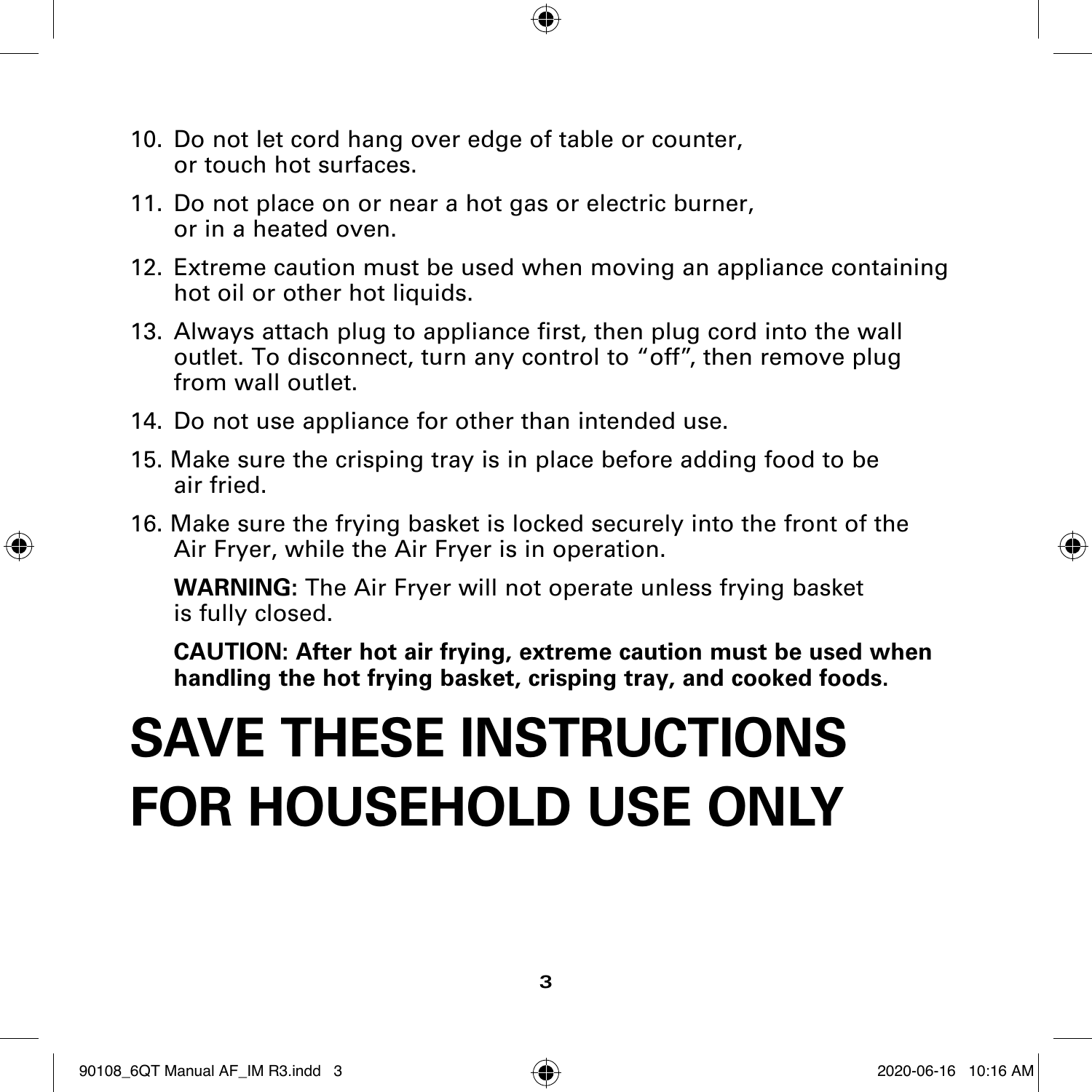10. Do not let cord hang over edge of table or counter, or touch hot surfaces.
11. Do not place on or near a hot gas or electric burner, or in a heated oven.
12. Extreme caution must be used when moving an appliance containing hot oil or other hot liquids.
13. Always attach plug to appliance first, then plug cord into the wall outlet. To disconnect, turn any control to "off", then remove plug from wall outlet.
14. Do not use appliance for other than intended use.
15. Make sure the crisping tray is in place before adding food to be air fried.
16. Make sure the frying basket is locked securely into the front of the Air Fryer, while the Air Fryer is in operation.

    **WARNING:** The Air Fryer will not operate unless frying basket is fully closed.

    **CAUTION: After hot air frying, extreme caution must be used when handling the hot frying basket, crisping tray, and cooked foods.**

# SAVE THESE INSTRUCTIONS
# FOR HOUSEHOLD USE ONLY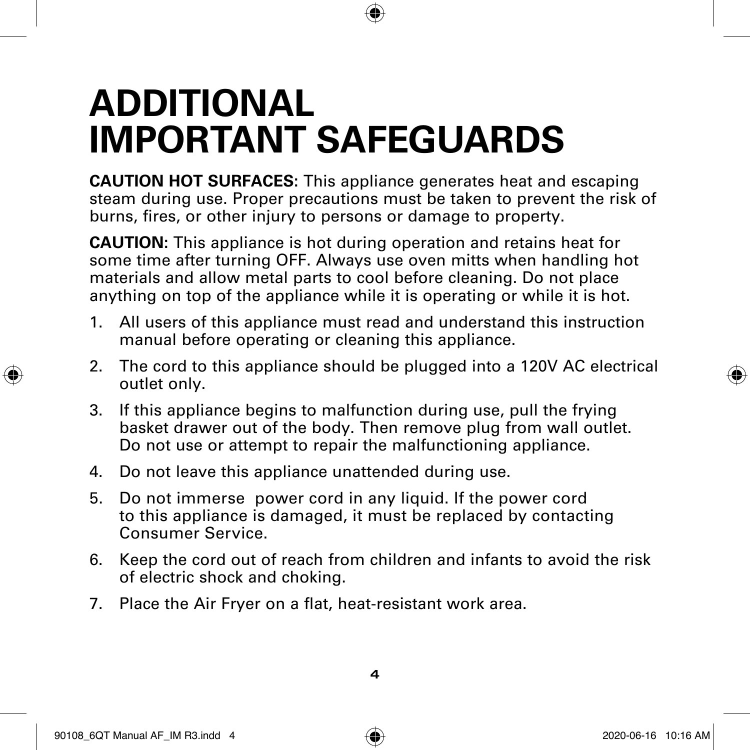# ADDITIONAL IMPORTANT SAFEGUARDS

**CAUTION HOT SURFACES:** This appliance generates heat and escaping steam during use. Proper precautions must be taken to prevent the risk of burns, fires, or other injury to persons or damage to property.

**CAUTION:** This appliance is hot during operation and retains heat for some time after turning OFF. Always use oven mitts when handling hot materials and allow metal parts to cool before cleaning. Do not place anything on top of the appliance while it is operating or while it is hot.

1. All users of this appliance must read and understand this instruction manual before operating or cleaning this appliance.
2. The cord to this appliance should be plugged into a 120V AC electrical outlet only.
3. If this appliance begins to malfunction during use, pull the frying basket drawer out of the body. Then remove plug from wall outlet. Do not use or attempt to repair the malfunctioning appliance.
4. Do not leave this appliance unattended during use.
5. Do not immerse power cord in any liquid. If the power cord to this appliance is damaged, it must be replaced by contacting Consumer Service.
6. Keep the cord out of reach from children and infants to avoid the risk of electric shock and choking.
7. Place the Air Fryer on a flat, heat-resistant work area.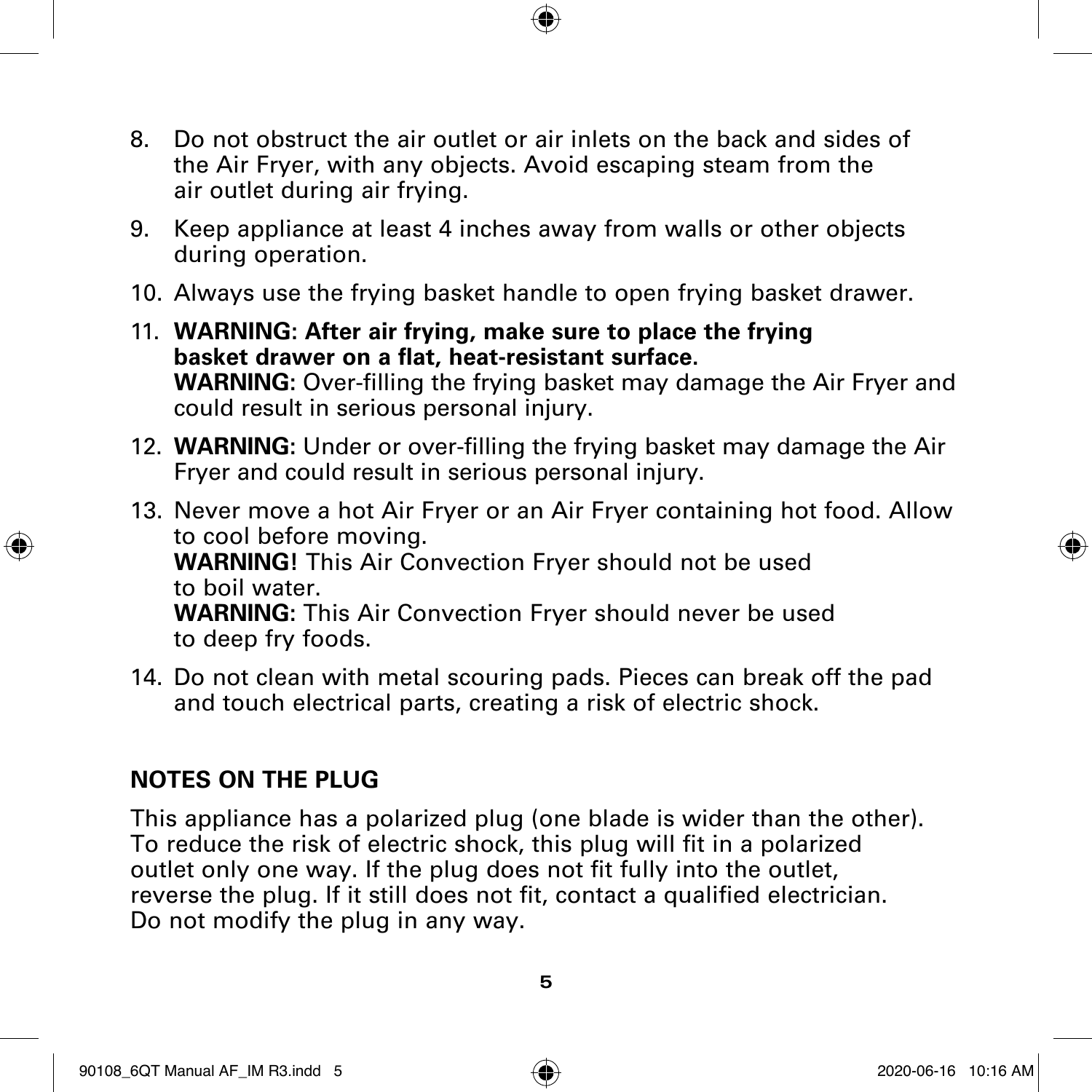8. Do not obstruct the air outlet or air inlets on the back and sides of the Air Fryer, with any objects. Avoid escaping steam from the air outlet during air frying.
9. Keep appliance at least 4 inches away from walls or other objects during operation.
10. Always use the frying basket handle to open frying basket drawer.
11. **WARNING: After air frying, make sure to place the frying basket drawer on a flat, heat-resistant surface.**
    **WARNING:** Over-filling the frying basket may damage the Air Fryer and could result in serious personal injury.
12. **WARNING:** Under or over-filling the frying basket may damage the Air Fryer and could result in serious personal injury.
13. Never move a hot Air Fryer or an Air Fryer containing hot food. Allow to cool before moving.
    **WARNING!** This Air Convection Fryer should not be used to boil water.
    **WARNING:** This Air Convection Fryer should never be used to deep fry foods.
14. Do not clean with metal scouring pads. Pieces can break off the pad and touch electrical parts, creating a risk of electric shock.

## NOTES ON THE PLUG

This appliance has a polarized plug (one blade is wider than the other). To reduce the risk of electric shock, this plug will fit in a polarized outlet only one way. If the plug does not fit fully into the outlet, reverse the plug. If it still does not fit, contact a qualified electrician. Do not modify the plug in any way.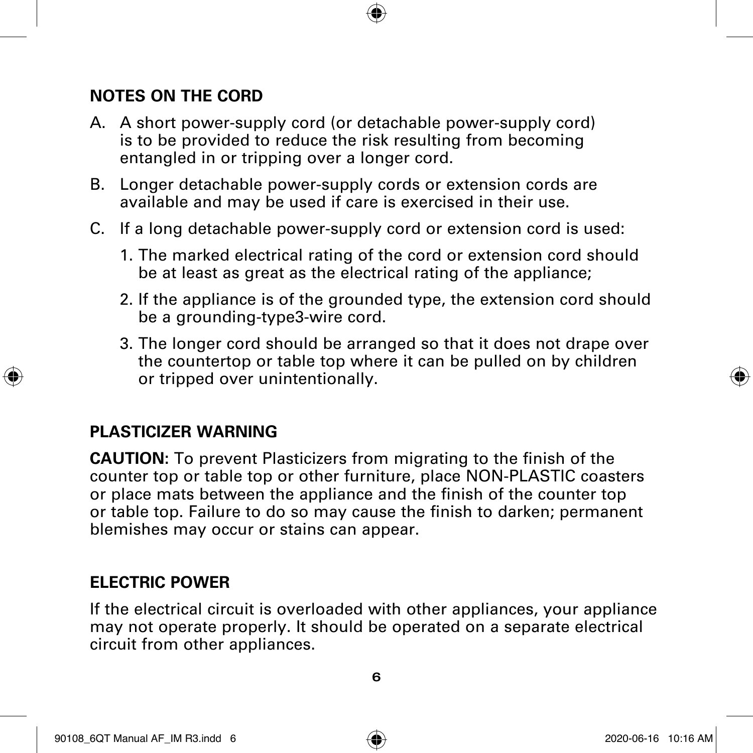## NOTES ON THE CORD

A. A short power-supply cord (or detachable power-supply cord) is to be provided to reduce the risk resulting from becoming entangled in or tripping over a longer cord.

B. Longer detachable power-supply cords or extension cords are available and may be used if care is exercised in their use.

C. If a long detachable power-supply cord or extension cord is used:

  1. The marked electrical rating of the cord or extension cord should be at least as great as the electrical rating of the appliance;

  2. If the appliance is of the grounded type, the extension cord should be a grounding-type3-wire cord.

  3. The longer cord should be arranged so that it does not drape over the countertop or table top where it can be pulled on by children or tripped over unintentionally.

## PLASTICIZER WARNING

**CAUTION**: To prevent Plasticizers from migrating to the finish of the counter top or table top or other furniture, place NON-PLASTIC coasters or place mats between the appliance and the finish of the counter top or table top. Failure to do so may cause the finish to darken; permanent blemishes may occur or stains can appear.

## ELECTRIC POWER

If the electrical circuit is overloaded with other appliances, your appliance may not operate properly. It should be operated on a separate electrical circuit from other appliances.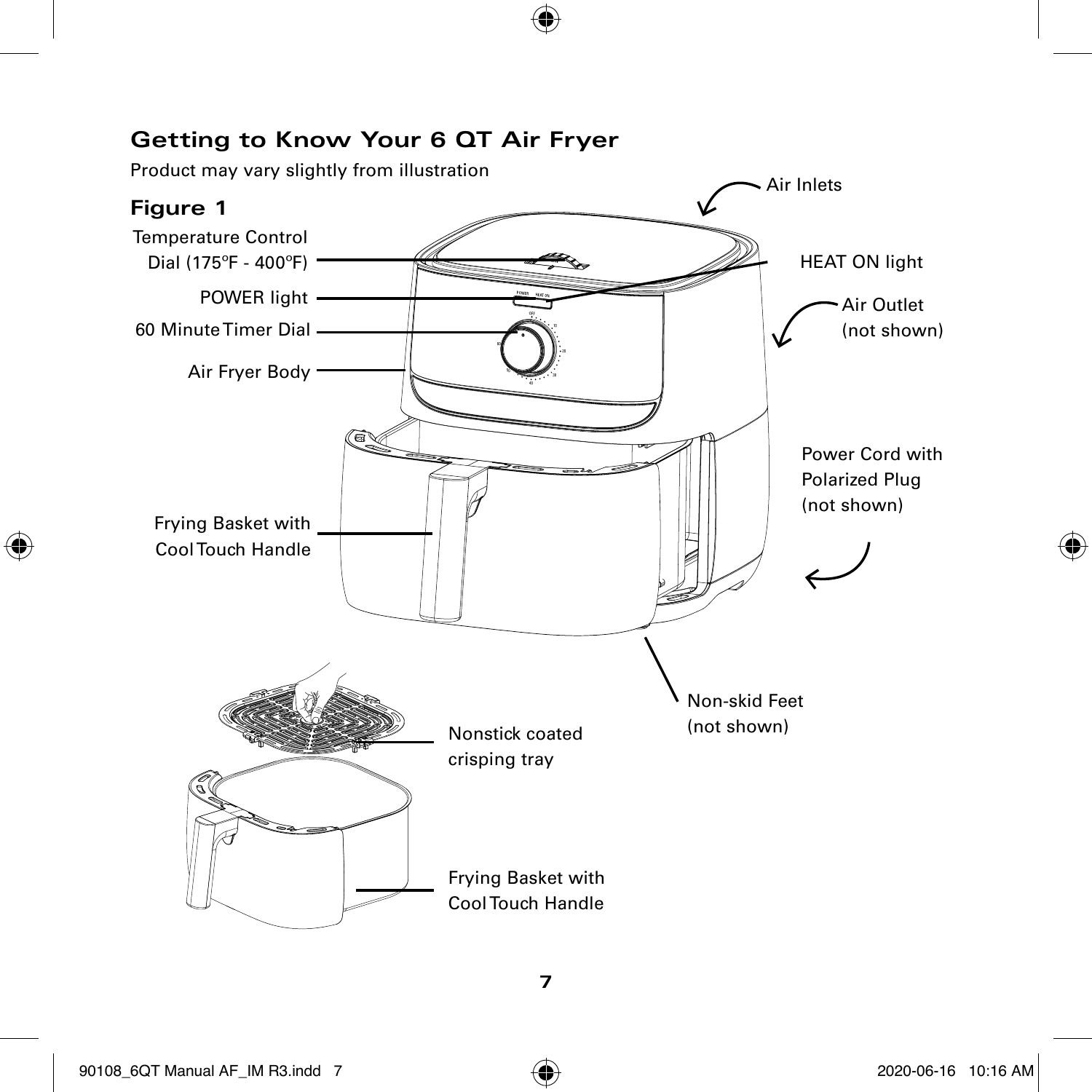## Getting to Know Your 6 QT Air Fryer

Product may vary slightly from illustration

### Figure 1

Temperature Control Dial (175ºF - 400ºF)

POWER light

60 Minute Timer Dial

Air Fryer Body

Frying Basket with Cool Touch Handle

Air Inlets

HEAT ON light

Air Outlet (not shown)

Power Cord with Polarized Plug (not shown)

Non-skid Feet (not shown)

Nonstick coated crisping tray

Frying Basket with Cool Touch Handle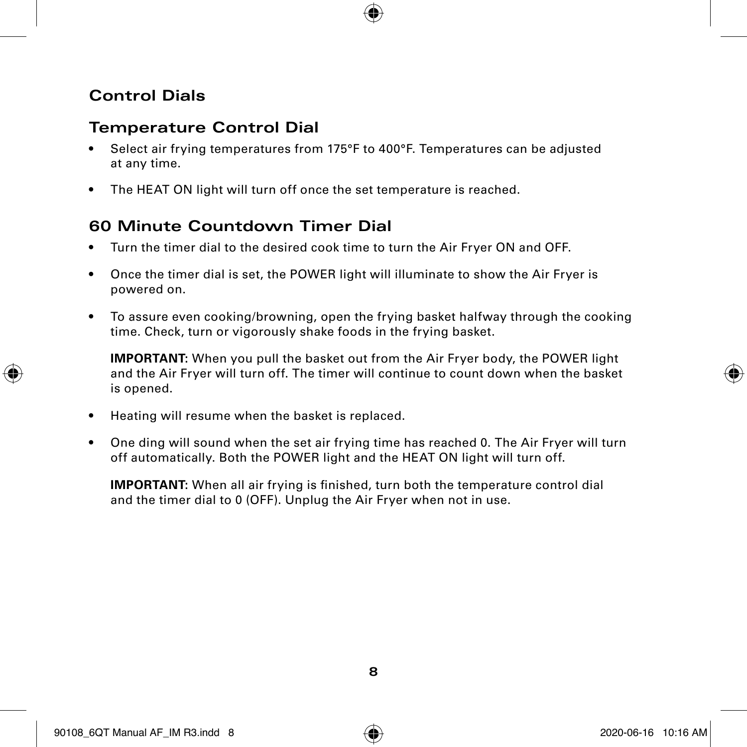## Control Dials

### Temperature Control Dial

- Select air frying temperatures from 175°F to 400°F. Temperatures can be adjusted at any time.
- The HEAT ON light will turn off once the set temperature is reached.

### 60 Minute Countdown Timer Dial

- Turn the timer dial to the desired cook time to turn the Air Fryer ON and OFF.
- Once the timer dial is set, the POWER light will illuminate to show the Air Fryer is powered on.
- To assure even cooking/browning, open the frying basket halfway through the cooking time. Check, turn or vigorously shake foods in the frying basket.

  **IMPORTANT:** When you pull the basket out from the Air Fryer body, the POWER light and the Air Fryer will turn off. The timer will continue to count down when the basket is opened.

- Heating will resume when the basket is replaced.
- One ding will sound when the set air frying time has reached 0. The Air Fryer will turn off automatically. Both the POWER light and the HEAT ON light will turn off.

  **IMPORTANT:** When all air frying is finished, turn both the temperature control dial and the timer dial to 0 (OFF). Unplug the Air Fryer when not in use.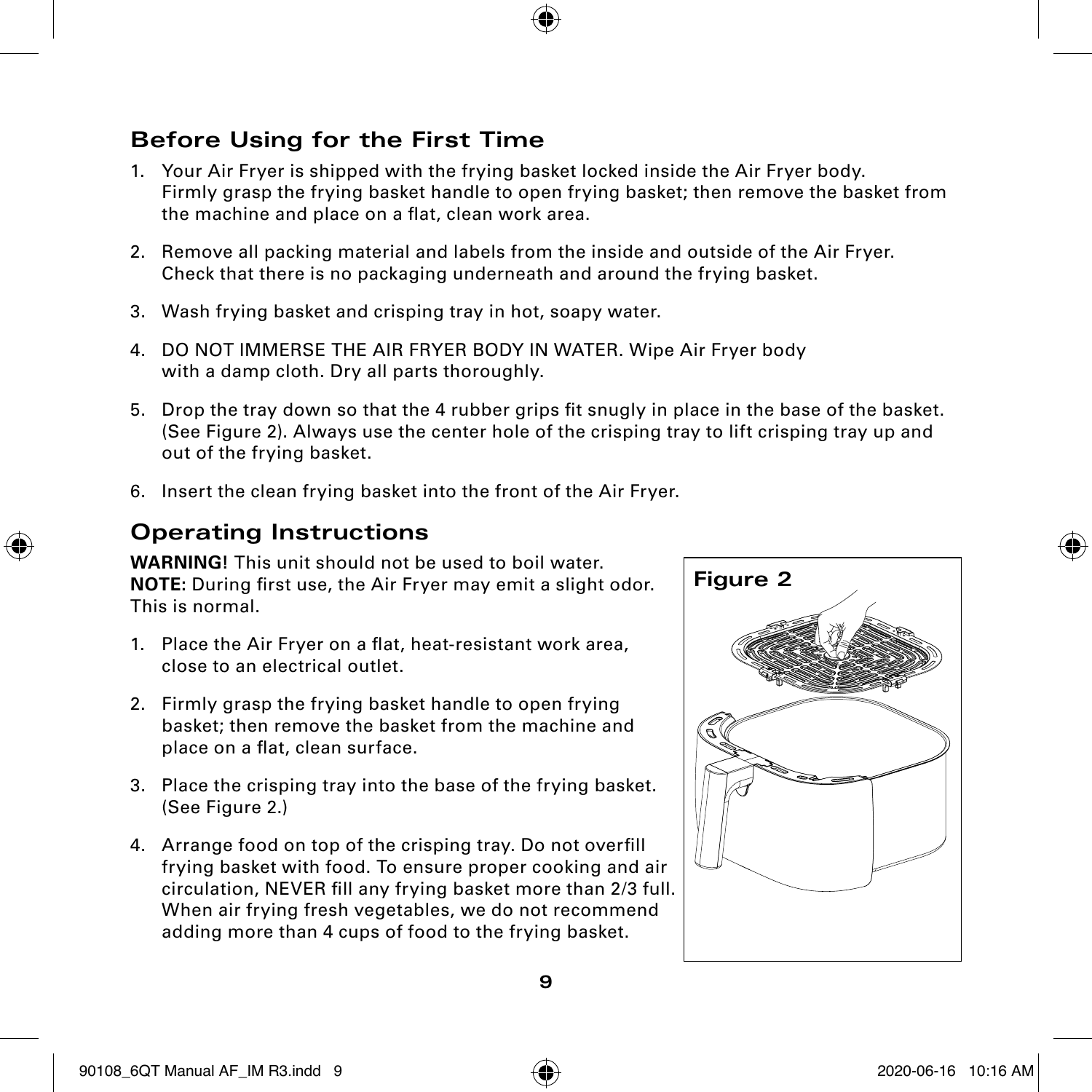## Before Using for the First Time

1. Your Air Fryer is shipped with the frying basket locked inside the Air Fryer body. Firmly grasp the frying basket handle to open frying basket; then remove the basket from the machine and place on a flat, clean work area.
2. Remove all packing material and labels from the inside and outside of the Air Fryer. Check that there is no packaging underneath and around the frying basket.
3. Wash frying basket and crisping tray in hot, soapy water.
4. DO NOT IMMERSE THE AIR FRYER BODY IN WATER. Wipe Air Fryer body with a damp cloth. Dry all parts thoroughly.
5. Drop the tray down so that the 4 rubber grips fit snugly in place in the base of the basket. (See Figure 2). Always use the center hole of the crisping tray to lift crisping tray up and out of the frying basket.
6. Insert the clean frying basket into the front of the Air Fryer.

## Operating Instructions

**WARNING!** This unit should not be used to boil water.
**NOTE:** During first use, the Air Fryer may emit a slight odor. This is normal.

1. Place the Air Fryer on a flat, heat-resistant work area, close to an electrical outlet.
2. Firmly grasp the frying basket handle to open frying basket; then remove the basket from the machine and place on a flat, clean surface.
3. Place the crisping tray into the base of the frying basket. (See Figure 2.)
4. Arrange food on top of the crisping tray. Do not overfill frying basket with food. To ensure proper cooking and air circulation, NEVER fill any frying basket more than 2/3 full. When air frying fresh vegetables, we do not recommend adding more than 4 cups of food to the frying basket.

**Figure 2**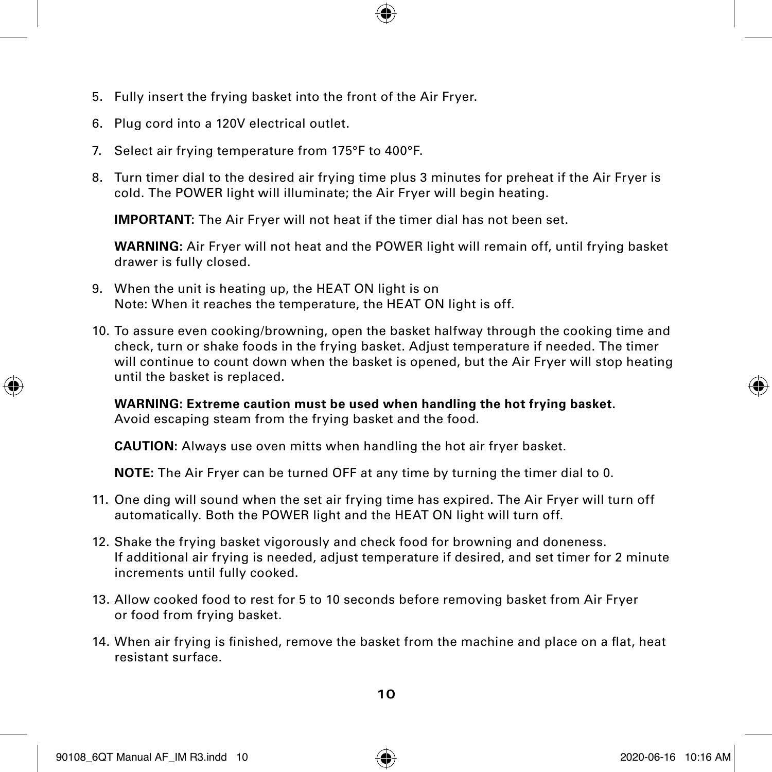5. Fully insert the frying basket into the front of the Air Fryer.

6. Plug cord into a 120V electrical outlet.

7. Select air frying temperature from 175°F to 400°F.

8. Turn timer dial to the desired air frying time plus 3 minutes for preheat if the Air Fryer is cold. The POWER light will illuminate; the Air Fryer will begin heating.

   **IMPORTANT:** The Air Fryer will not heat if the timer dial has not been set.

   **WARNING:** Air Fryer will not heat and the POWER light will remain off, until frying basket drawer is fully closed.

9. When the unit is heating up, the HEAT ON light is on
   Note: When it reaches the temperature, the HEAT ON light is off.

10. To assure even cooking/browning, open the basket halfway through the cooking time and check, turn or shake foods in the frying basket. Adjust temperature if needed. The timer will continue to count down when the basket is opened, but the Air Fryer will stop heating until the basket is replaced.

    **WARNING: Extreme caution must be used when handling the hot frying basket.** Avoid escaping steam from the frying basket and the food.

    **CAUTION:** Always use oven mitts when handling the hot air fryer basket.

    **NOTE:** The Air Fryer can be turned OFF at any time by turning the timer dial to 0.

11. One ding will sound when the set air frying time has expired. The Air Fryer will turn off automatically. Both the POWER light and the HEAT ON light will turn off.

12. Shake the frying basket vigorously and check food for browning and doneness. If additional air frying is needed, adjust temperature if desired, and set timer for 2 minute increments until fully cooked.

13. Allow cooked food to rest for 5 to 10 seconds before removing basket from Air Fryer or food from frying basket.

14. When air frying is finished, remove the basket from the machine and place on a flat, heat resistant surface.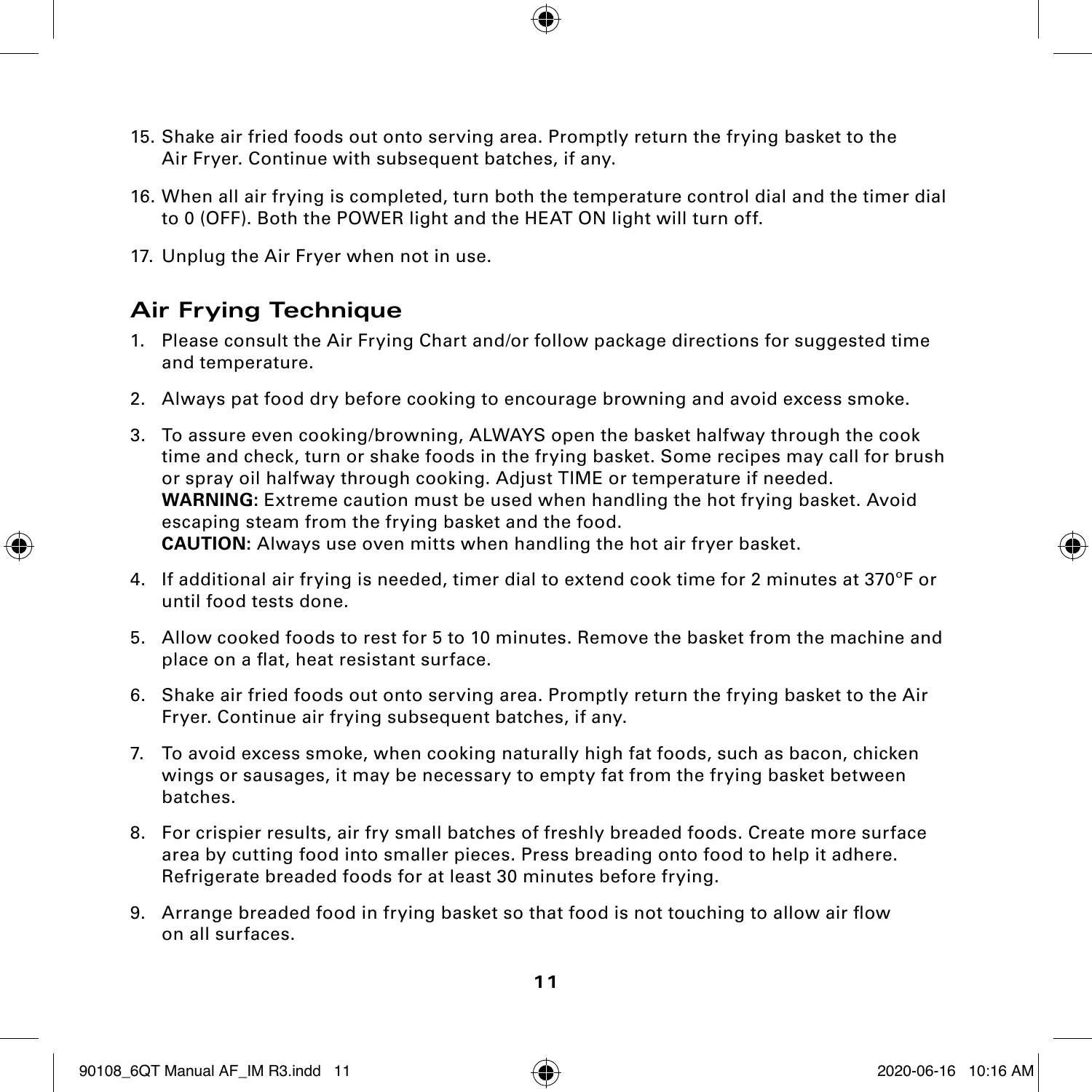15. Shake air fried foods out onto serving area. Promptly return the frying basket to the Air Fryer. Continue with subsequent batches, if any.

16. When all air frying is completed, turn both the temperature control dial and the timer dial to 0 (OFF). Both the POWER light and the HEAT ON light will turn off.

17. Unplug the Air Fryer when not in use.

## Air Frying Technique

1. Please consult the Air Frying Chart and/or follow package directions for suggested time and temperature.

2. Always pat food dry before cooking to encourage browning and avoid excess smoke.

3. To assure even cooking/browning, ALWAYS open the basket halfway through the cook time and check, turn or shake foods in the frying basket. Some recipes may call for brush or spray oil halfway through cooking. Adjust TIME or temperature if needed.
   **WARNING:** Extreme caution must be used when handling the hot frying basket. Avoid escaping steam from the frying basket and the food.
   **CAUTION:** Always use oven mitts when handling the hot air fryer basket.

4. If additional air frying is needed, timer dial to extend cook time for 2 minutes at 370°F or until food tests done.

5. Allow cooked foods to rest for 5 to 10 minutes. Remove the basket from the machine and place on a flat, heat resistant surface.

6. Shake air fried foods out onto serving area. Promptly return the frying basket to the Air Fryer. Continue air frying subsequent batches, if any.

7. To avoid excess smoke, when cooking naturally high fat foods, such as bacon, chicken wings or sausages, it may be necessary to empty fat from the frying basket between batches.

8. For crispier results, air fry small batches of freshly breaded foods. Create more surface area by cutting food into smaller pieces. Press breading onto food to help it adhere. Refrigerate breaded foods for at least 30 minutes before frying.

9. Arrange breaded food in frying basket so that food is not touching to allow air flow on all surfaces.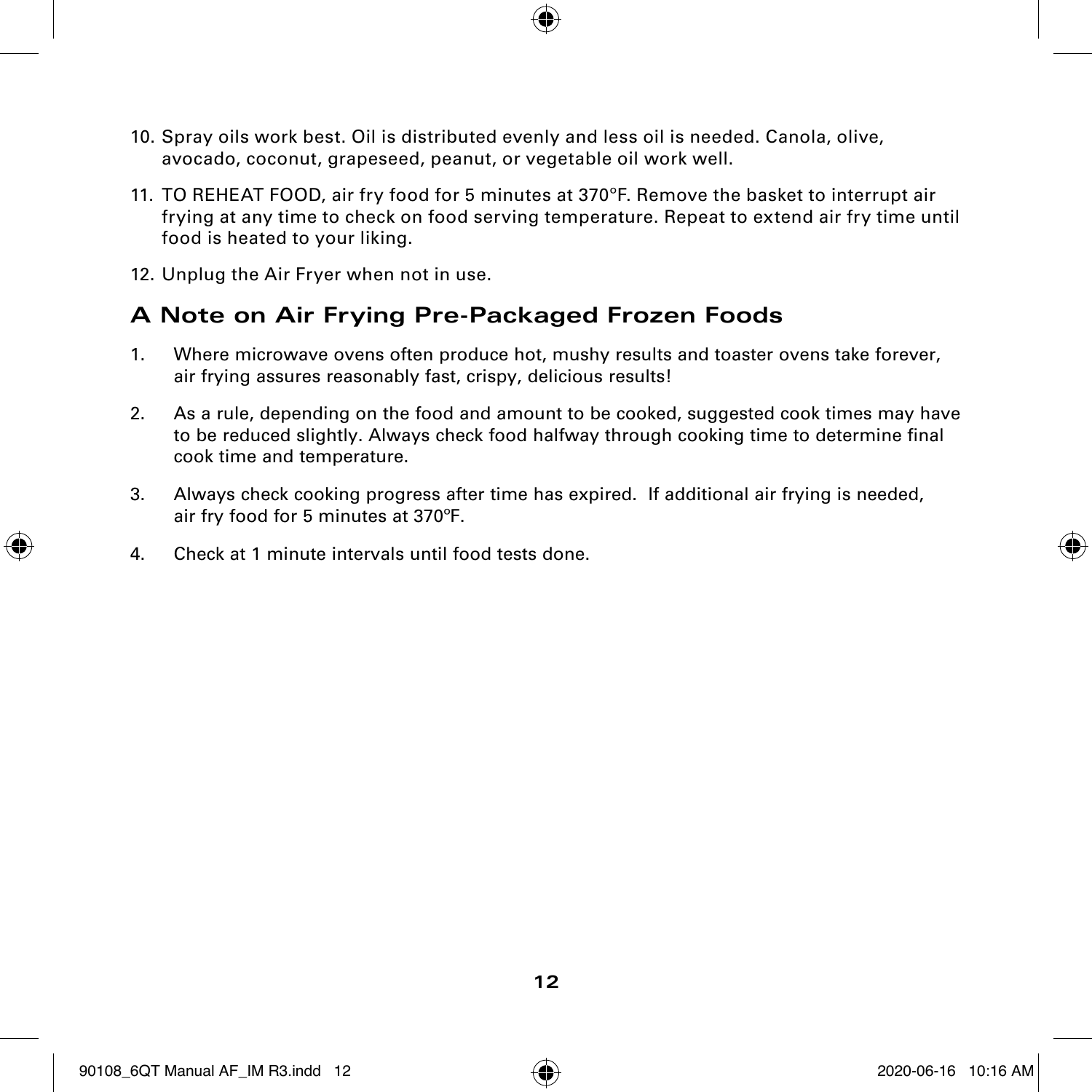10. Spray oils work best. Oil is distributed evenly and less oil is needed. Canola, olive, avocado, coconut, grapeseed, peanut, or vegetable oil work well.

11. TO REHEAT FOOD, air fry food for 5 minutes at 370°F. Remove the basket to interrupt air frying at any time to check on food serving temperature. Repeat to extend air fry time until food is heated to your liking.

12. Unplug the Air Fryer when not in use.

## A Note on Air Frying Pre-Packaged Frozen Foods

1. Where microwave ovens often produce hot, mushy results and toaster ovens take forever, air frying assures reasonably fast, crispy, delicious results!

2. As a rule, depending on the food and amount to be cooked, suggested cook times may have to be reduced slightly. Always check food halfway through cooking time to determine final cook time and temperature.

3. Always check cooking progress after time has expired. If additional air frying is needed, air fry food for 5 minutes at 370ºF.

4. Check at 1 minute intervals until food tests done.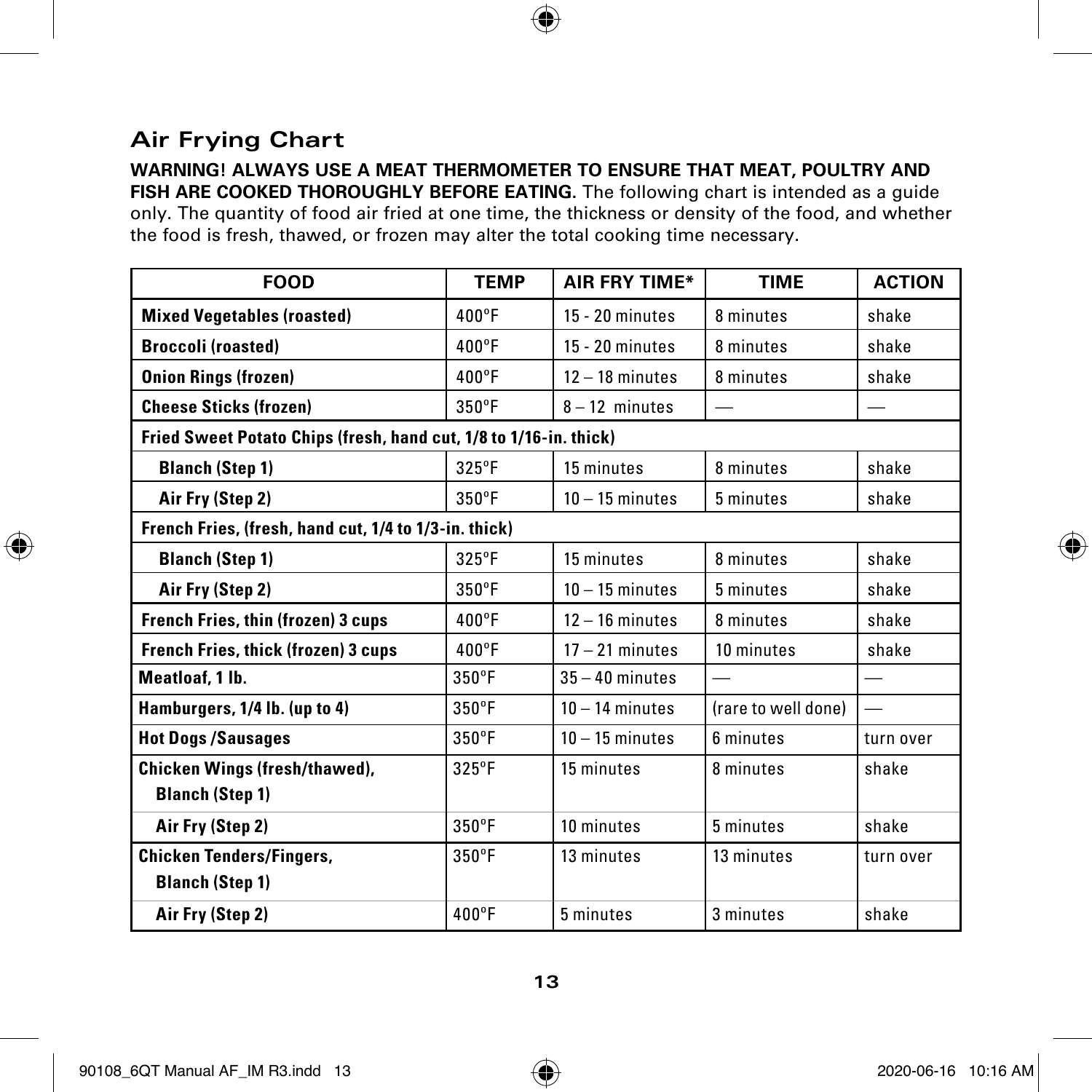## Air Frying Chart

**WARNING! ALWAYS USE A MEAT THERMOMETER TO ENSURE THAT MEAT, POULTRY AND FISH ARE COOKED THOROUGHLY BEFORE EATING.** The following chart is intended as a guide only. The quantity of food air fried at one time, the thickness or density of the food, and whether the food is fresh, thawed, or frozen may alter the total cooking time necessary.

| FOOD | TEMP | AIR FRY TIME* | TIME | ACTION |
|---|---|---|---|---|
| **Mixed Vegetables (roasted)** | 400°F | 15 - 20 minutes | 8 minutes | shake |
| **Broccoli (roasted)** | 400°F | 15 - 20 minutes | 8 minutes | shake |
| **Onion Rings (frozen)** | 400°F | 12 – 18 minutes | 8 minutes | shake |
| **Cheese Sticks (frozen)** | 350°F | 8 – 12 minutes | — | — |
| **Fried Sweet Potato Chips (fresh, hand cut, 1/8 to 1/16-in. thick)** | | | | |
| **Blanch (Step 1)** | 325°F | 15 minutes | 8 minutes | shake |
| **Air Fry (Step 2)** | 350°F | 10 – 15 minutes | 5 minutes | shake |
| **French Fries, (fresh, hand cut, 1/4 to 1/3-in. thick)** | | | | |
| **Blanch (Step 1)** | 325°F | 15 minutes | 8 minutes | shake |
| **Air Fry (Step 2)** | 350°F | 10 – 15 minutes | 5 minutes | shake |
| **French Fries, thin (frozen) 3 cups** | 400°F | 12 – 16 minutes | 8 minutes | shake |
| **French Fries, thick (frozen) 3 cups** | 400°F | 17 – 21 minutes | 10 minutes | shake |
| **Meatloaf, 1 lb.** | 350°F | 35 – 40 minutes | — | — |
| **Hamburgers, 1/4 lb. (up to 4)** | 350°F | 10 – 14 minutes | (rare to well done) | — |
| **Hot Dogs /Sausages** | 350°F | 10 – 15 minutes | 6 minutes | turn over |
| **Chicken Wings (fresh/thawed), Blanch (Step 1)** | 325°F | 15 minutes | 8 minutes | shake |
| **Air Fry (Step 2)** | 350°F | 10 minutes | 5 minutes | shake |
| **Chicken Tenders/Fingers, Blanch (Step 1)** | 350°F | 13 minutes | 13 minutes | turn over |
| **Air Fry (Step 2)** | 400°F | 5 minutes | 3 minutes | shake |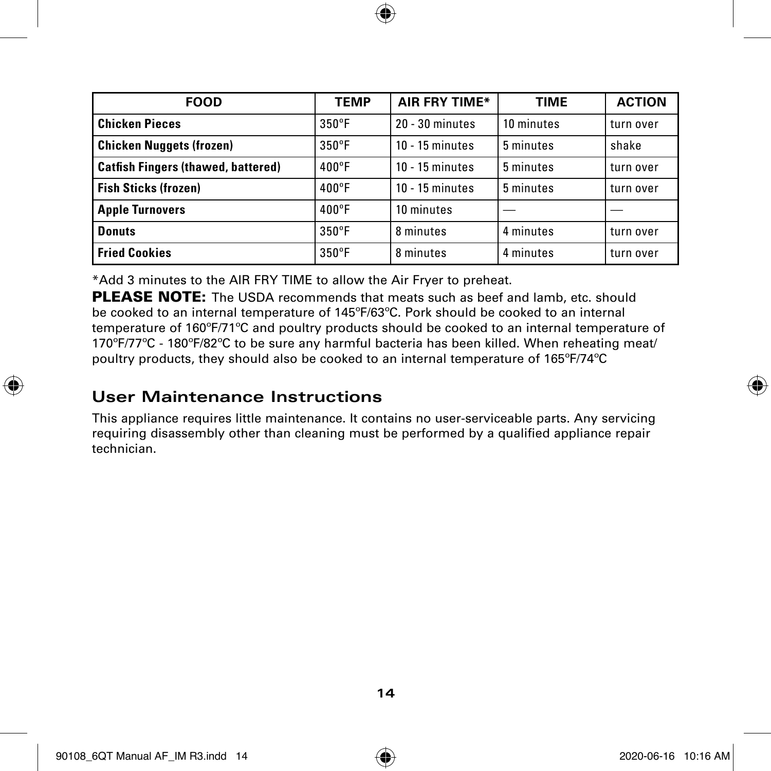| FOOD | TEMP | AIR FRY TIME* | TIME | ACTION |
|---|---|---|---|---|
| **Chicken Pieces** | 350°F | 20 - 30 minutes | 10 minutes | turn over |
| **Chicken Nuggets (frozen)** | 350°F | 10 - 15 minutes | 5 minutes | shake |
| **Catfish Fingers (thawed, battered)** | 400°F | 10 - 15 minutes | 5 minutes | turn over |
| **Fish Sticks (frozen)** | 400°F | 10 - 15 minutes | 5 minutes | turn over |
| **Apple Turnovers** | 400°F | 10 minutes | — | — |
| **Donuts** | 350°F | 8 minutes | 4 minutes | turn over |
| **Fried Cookies** | 350°F | 8 minutes | 4 minutes | turn over |

*Add 3 minutes to the AIR FRY TIME to allow the Air Fryer to preheat.

**PLEASE NOTE:** The USDA recommends that meats such as beef and lamb, etc. should be cooked to an internal temperature of 145°F/63°C. Pork should be cooked to an internal temperature of 160°F/71°C and poultry products should be cooked to an internal temperature of 170°F/77°C - 180°F/82°C to be sure any harmful bacteria has been killed. When reheating meat/poultry products, they should also be cooked to an internal temperature of 165°F/74°C

## User Maintenance Instructions

This appliance requires little maintenance. It contains no user-serviceable parts. Any servicing requiring disassembly other than cleaning must be performed by a qualified appliance repair technician.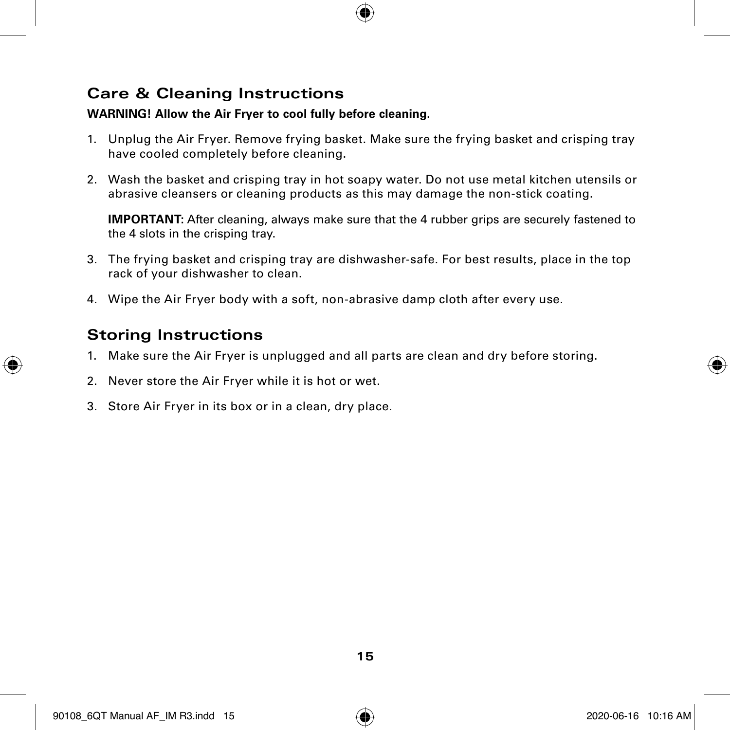## Care & Cleaning Instructions

**WARNING! Allow the Air Fryer to cool fully before cleaning.**

1. Unplug the Air Fryer. Remove frying basket. Make sure the frying basket and crisping tray have cooled completely before cleaning.
2. Wash the basket and crisping tray in hot soapy water. Do not use metal kitchen utensils or abrasive cleansers or cleaning products as this may damage the non-stick coating.

   **IMPORTANT:** After cleaning, always make sure that the 4 rubber grips are securely fastened to the 4 slots in the crisping tray.

3. The frying basket and crisping tray are dishwasher-safe. For best results, place in the top rack of your dishwasher to clean.
4. Wipe the Air Fryer body with a soft, non-abrasive damp cloth after every use.

## Storing Instructions

1. Make sure the Air Fryer is unplugged and all parts are clean and dry before storing.
2. Never store the Air Fryer while it is hot or wet.
3. Store Air Fryer in its box or in a clean, dry place.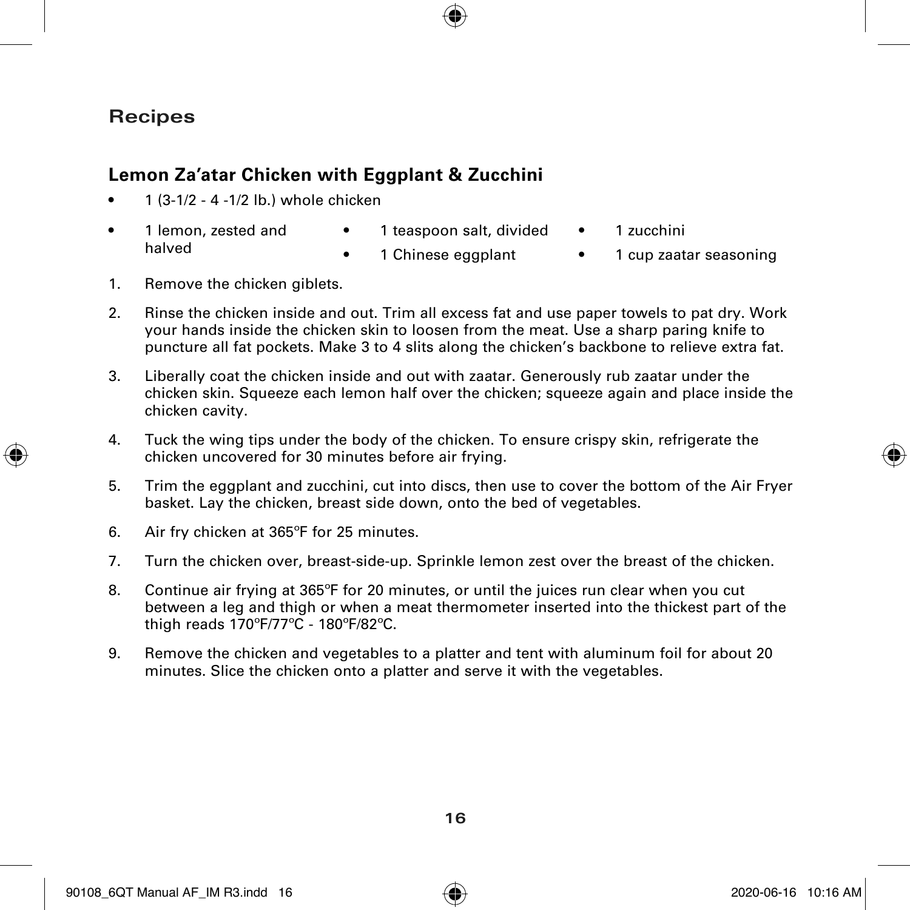## Recipes

### Lemon Za'atar Chicken with Eggplant & Zucchini

- 1 (3-1/2 - 4 -1/2 lb.) whole chicken
- 1 lemon, zested and halved
- 1 teaspoon salt, divided
- 1 Chinese eggplant
- 1 zucchini
- 1 cup zaatar seasoning

1. Remove the chicken giblets.
2. Rinse the chicken inside and out. Trim all excess fat and use paper towels to pat dry. Work your hands inside the chicken skin to loosen from the meat. Use a sharp paring knife to puncture all fat pockets. Make 3 to 4 slits along the chicken's backbone to relieve extra fat.
3. Liberally coat the chicken inside and out with zaatar. Generously rub zaatar under the chicken skin. Squeeze each lemon half over the chicken; squeeze again and place inside the chicken cavity.
4. Tuck the wing tips under the body of the chicken. To ensure crispy skin, refrigerate the chicken uncovered for 30 minutes before air frying.
5. Trim the eggplant and zucchini, cut into discs, then use to cover the bottom of the Air Fryer basket. Lay the chicken, breast side down, onto the bed of vegetables.
6. Air fry chicken at 365ºF for 25 minutes.
7. Turn the chicken over, breast-side-up. Sprinkle lemon zest over the breast of the chicken.
8. Continue air frying at 365ºF for 20 minutes, or until the juices run clear when you cut between a leg and thigh or when a meat thermometer inserted into the thickest part of the thigh reads 170ºF/77ºC - 180ºF/82ºC.
9. Remove the chicken and vegetables to a platter and tent with aluminum foil for about 20 minutes. Slice the chicken onto a platter and serve it with the vegetables.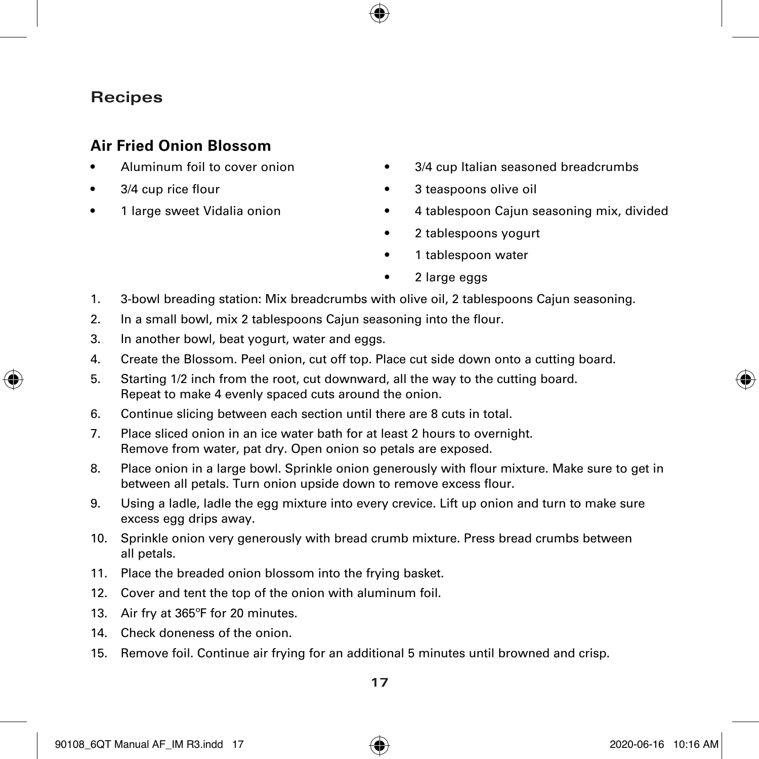## Recipes

### Air Fried Onion Blossom

- Aluminum foil to cover onion
- 3/4 cup rice flour
- 1 large sweet Vidalia onion
- 3/4 cup Italian seasoned breadcrumbs
- 3 teaspoons olive oil
- 4 tablespoon Cajun seasoning mix, divided
- 2 tablespoons yogurt
- 1 tablespoon water
- 2 large eggs

1. 3-bowl breading station: Mix breadcrumbs with olive oil, 2 tablespoons Cajun seasoning.
2. In a small bowl, mix 2 tablespoons Cajun seasoning into the flour.
3. In another bowl, beat yogurt, water and eggs.
4. Create the Blossom. Peel onion, cut off top. Place cut side down onto a cutting board.
5. Starting 1/2 inch from the root, cut downward, all the way to the cutting board. Repeat to make 4 evenly spaced cuts around the onion.
6. Continue slicing between each section until there are 8 cuts in total.
7. Place sliced onion in an ice water bath for at least 2 hours to overnight. Remove from water, pat dry. Open onion so petals are exposed.
8. Place onion in a large bowl. Sprinkle onion generously with flour mixture. Make sure to get in between all petals. Turn onion upside down to remove excess flour.
9. Using a ladle, ladle the egg mixture into every crevice. Lift up onion and turn to make sure excess egg drips away.
10. Sprinkle onion very generously with bread crumb mixture. Press bread crumbs between all petals.
11. Place the breaded onion blossom into the frying basket.
12. Cover and tent the top of the onion with aluminum foil.
13. Air fry at 365ºF for 20 minutes.
14. Check doneness of the onion.
15. Remove foil. Continue air frying for an additional 5 minutes until browned and crisp.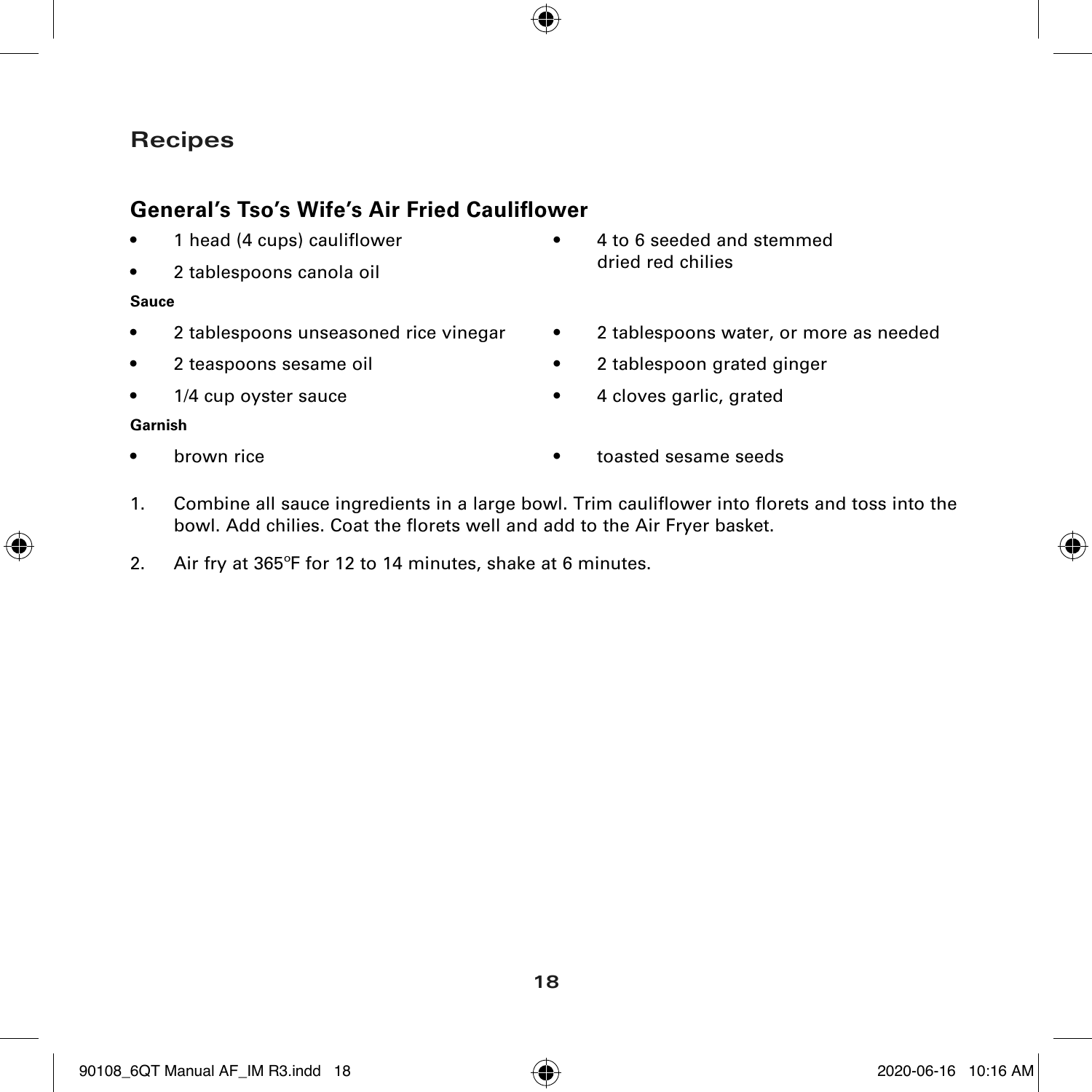## Recipes

### General's Tso's Wife's Air Fried Cauliflower

- 1 head (4 cups) cauliflower
- 2 tablespoons canola oil
- 4 to 6 seeded and stemmed dried red chilies

**Sauce**

- 2 tablespoons unseasoned rice vinegar
- 2 teaspoons sesame oil
- 1/4 cup oyster sauce
- 2 tablespoons water, or more as needed
- 2 tablespoon grated ginger
- 4 cloves garlic, grated

**Garnish**

- brown rice
- toasted sesame seeds

1. Combine all sauce ingredients in a large bowl. Trim cauliflower into florets and toss into the bowl. Add chilies. Coat the florets well and add to the Air Fryer basket.
2. Air fry at 365ºF for 12 to 14 minutes, shake at 6 minutes.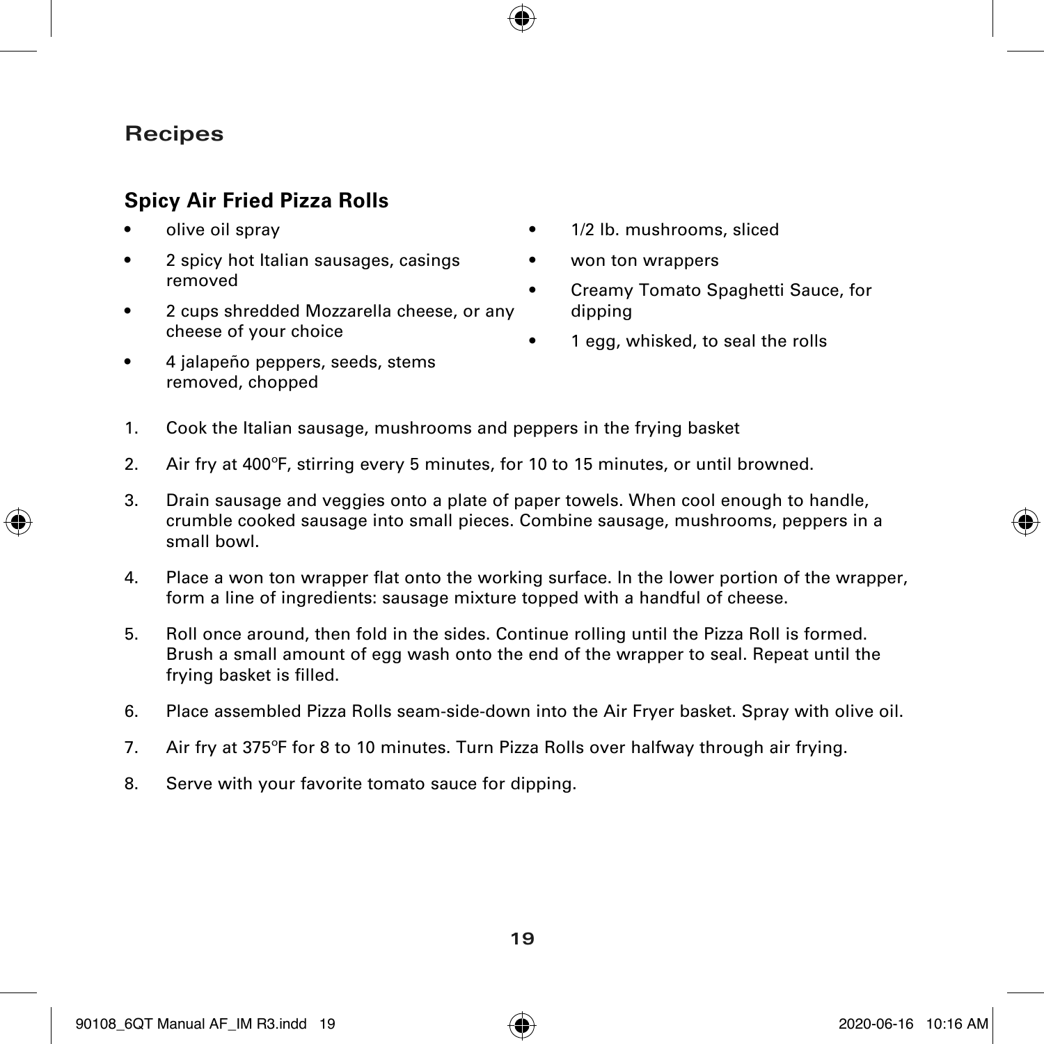## Recipes

### Spicy Air Fried Pizza Rolls

- olive oil spray
- 2 spicy hot Italian sausages, casings removed
- 2 cups shredded Mozzarella cheese, or any cheese of your choice
- 4 jalapeño peppers, seeds, stems removed, chopped
- 1/2 lb. mushrooms, sliced
- won ton wrappers
- Creamy Tomato Spaghetti Sauce, for dipping
- 1 egg, whisked, to seal the rolls

1. Cook the Italian sausage, mushrooms and peppers in the frying basket
2. Air fry at 400ºF, stirring every 5 minutes, for 10 to 15 minutes, or until browned.
3. Drain sausage and veggies onto a plate of paper towels. When cool enough to handle, crumble cooked sausage into small pieces. Combine sausage, mushrooms, peppers in a small bowl.
4. Place a won ton wrapper flat onto the working surface. In the lower portion of the wrapper, form a line of ingredients: sausage mixture topped with a handful of cheese.
5. Roll once around, then fold in the sides. Continue rolling until the Pizza Roll is formed. Brush a small amount of egg wash onto the end of the wrapper to seal. Repeat until the frying basket is filled.
6. Place assembled Pizza Rolls seam-side-down into the Air Fryer basket. Spray with olive oil.
7. Air fry at 375ºF for 8 to 10 minutes. Turn Pizza Rolls over halfway through air frying.
8. Serve with your favorite tomato sauce for dipping.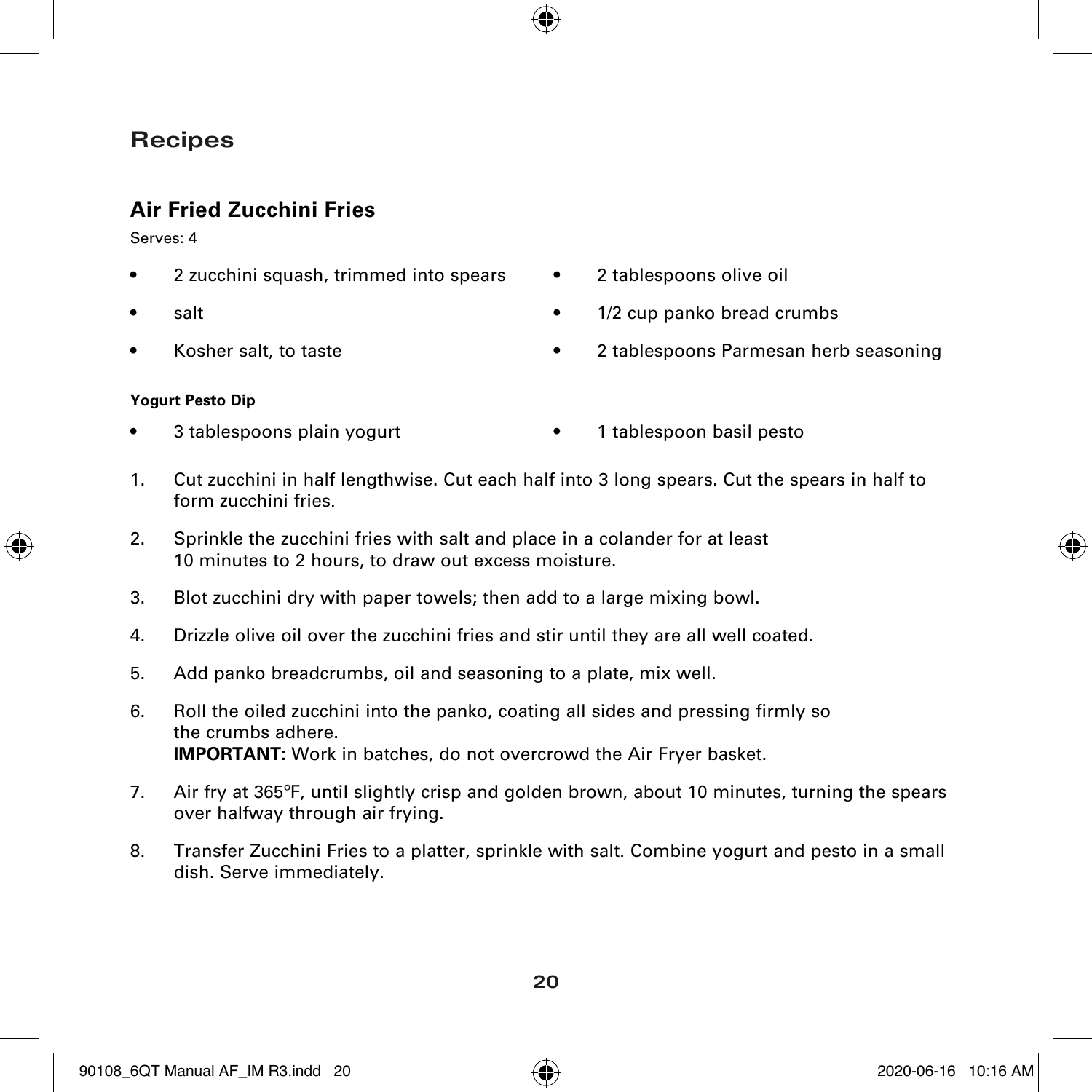# Recipes

## Air Fried Zucchini Fries

Serves: 4

- 2 zucchini squash, trimmed into spears
- salt
- Kosher salt, to taste
- 2 tablespoons olive oil
- 1/2 cup panko bread crumbs
- 2 tablespoons Parmesan herb seasoning

**Yogurt Pesto Dip**

- 3 tablespoons plain yogurt
- 1 tablespoon basil pesto

1. Cut zucchini in half lengthwise. Cut each half into 3 long spears. Cut the spears in half to form zucchini fries.
2. Sprinkle the zucchini fries with salt and place in a colander for at least 10 minutes to 2 hours, to draw out excess moisture.
3. Blot zucchini dry with paper towels; then add to a large mixing bowl.
4. Drizzle olive oil over the zucchini fries and stir until they are all well coated.
5. Add panko breadcrumbs, oil and seasoning to a plate, mix well.
6. Roll the oiled zucchini into the panko, coating all sides and pressing firmly so the crumbs adhere.
   **IMPORTANT**: Work in batches, do not overcrowd the Air Fryer basket.
7. Air fry at 365°F, until slightly crisp and golden brown, about 10 minutes, turning the spears over halfway through air frying.
8. Transfer Zucchini Fries to a platter, sprinkle with salt. Combine yogurt and pesto in a small dish. Serve immediately.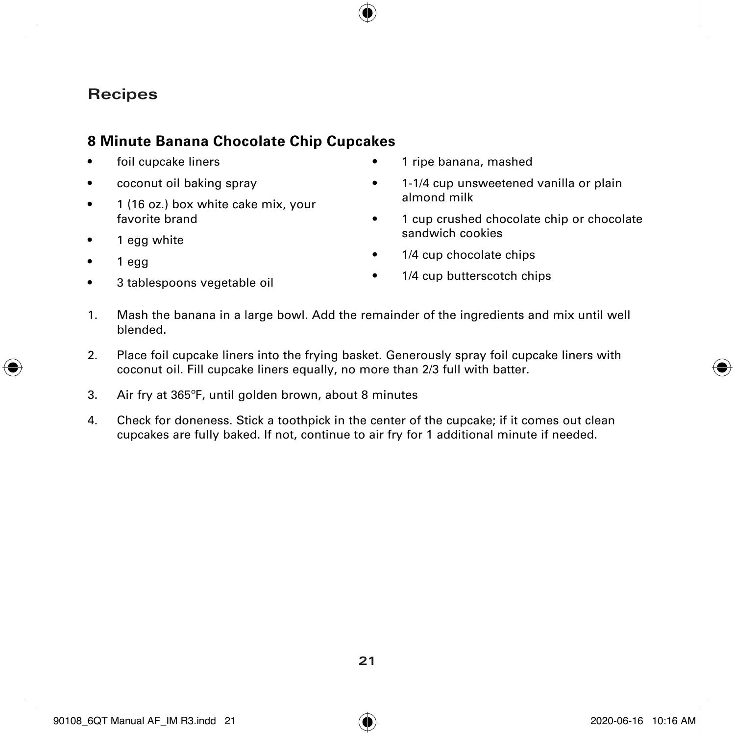## Recipes

### 8 Minute Banana Chocolate Chip Cupcakes

- foil cupcake liners
- coconut oil baking spray
- 1 (16 oz.) box white cake mix, your favorite brand
- 1 egg white
- 1 egg
- 3 tablespoons vegetable oil
- 1 ripe banana, mashed
- 1-1/4 cup unsweetened vanilla or plain almond milk
- 1 cup crushed chocolate chip or chocolate sandwich cookies
- 1/4 cup chocolate chips
- 1/4 cup butterscotch chips

1. Mash the banana in a large bowl. Add the remainder of the ingredients and mix until well blended.
2. Place foil cupcake liners into the frying basket. Generously spray foil cupcake liners with coconut oil. Fill cupcake liners equally, no more than 2/3 full with batter.
3. Air fry at 365°F, until golden brown, about 8 minutes
4. Check for doneness. Stick a toothpick in the center of the cupcake; if it comes out clean cupcakes are fully baked. If not, continue to air fry for 1 additional minute if needed.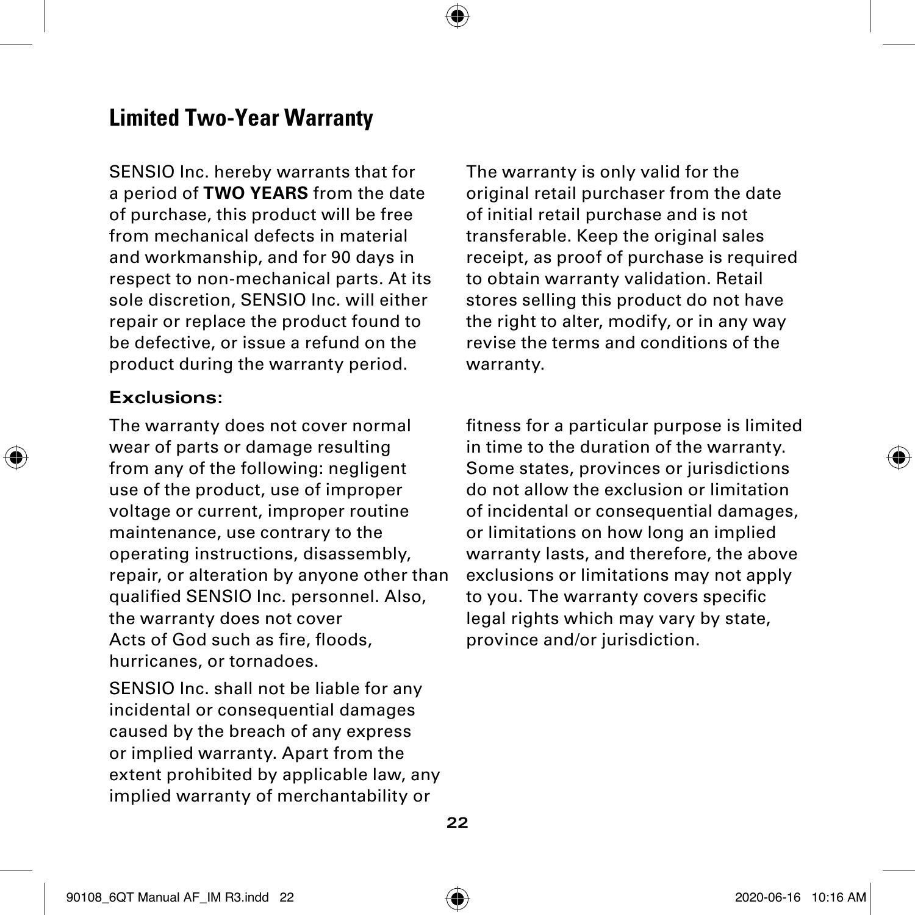## Limited Two-Year Warranty

SENSIO Inc. hereby warrants that for a period of **TWO YEARS** from the date of purchase, this product will be free from mechanical defects in material and workmanship, and for 90 days in respect to non-mechanical parts. At its sole discretion, SENSIO Inc. will either repair or replace the product found to be defective, or issue a refund on the product during the warranty period.

The warranty is only valid for the original retail purchaser from the date of initial retail purchase and is not transferable. Keep the original sales receipt, as proof of purchase is required to obtain warranty validation. Retail stores selling this product do not have the right to alter, modify, or in any way revise the terms and conditions of the warranty.

### Exclusions:

The warranty does not cover normal wear of parts or damage resulting from any of the following: negligent use of the product, use of improper voltage or current, improper routine maintenance, use contrary to the operating instructions, disassembly, repair, or alteration by anyone other than qualified SENSIO Inc. personnel. Also, the warranty does not cover Acts of God such as fire, floods, hurricanes, or tornadoes.

SENSIO Inc. shall not be liable for any incidental or consequential damages caused by the breach of any express or implied warranty. Apart from the extent prohibited by applicable law, any implied warranty of merchantability or fitness for a particular purpose is limited in time to the duration of the warranty. Some states, provinces or jurisdictions do not allow the exclusion or limitation of incidental or consequential damages, or limitations on how long an implied warranty lasts, and therefore, the above exclusions or limitations may not apply to you. The warranty covers specific legal rights which may vary by state, province and/or jurisdiction.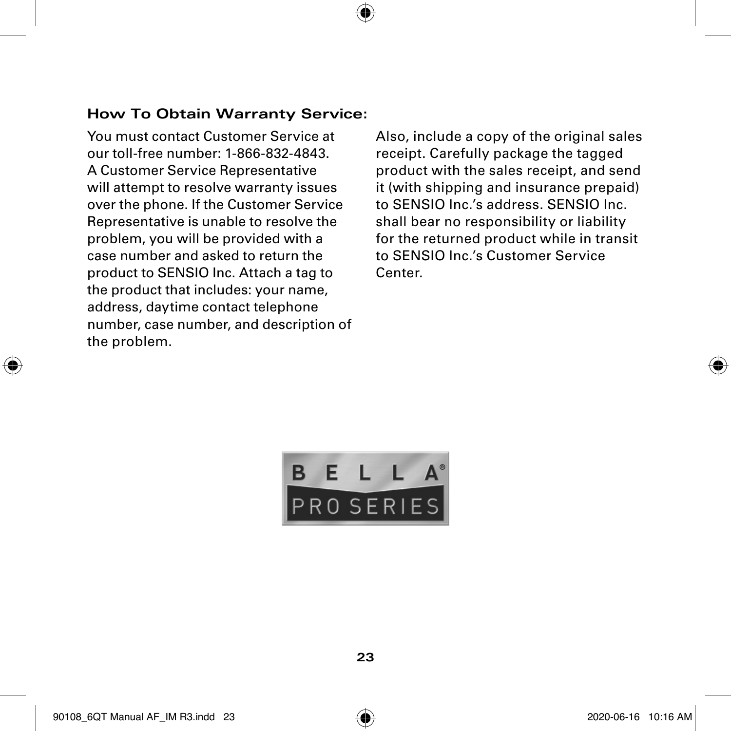### How To Obtain Warranty Service:

You must contact Customer Service at our toll-free number: 1-866-832-4843. A Customer Service Representative will attempt to resolve warranty issues over the phone. If the Customer Service Representative is unable to resolve the problem, you will be provided with a case number and asked to return the product to SENSIO Inc. Attach a tag to the product that includes: your name, address, daytime contact telephone number, case number, and description of the problem.

Also, include a copy of the original sales receipt. Carefully package the tagged product with the sales receipt, and send it (with shipping and insurance prepaid) to SENSIO Inc.'s address. SENSIO Inc. shall bear no responsibility or liability for the returned product while in transit to SENSIO Inc.'s Customer Service Center.

BELLA® PRO SERIES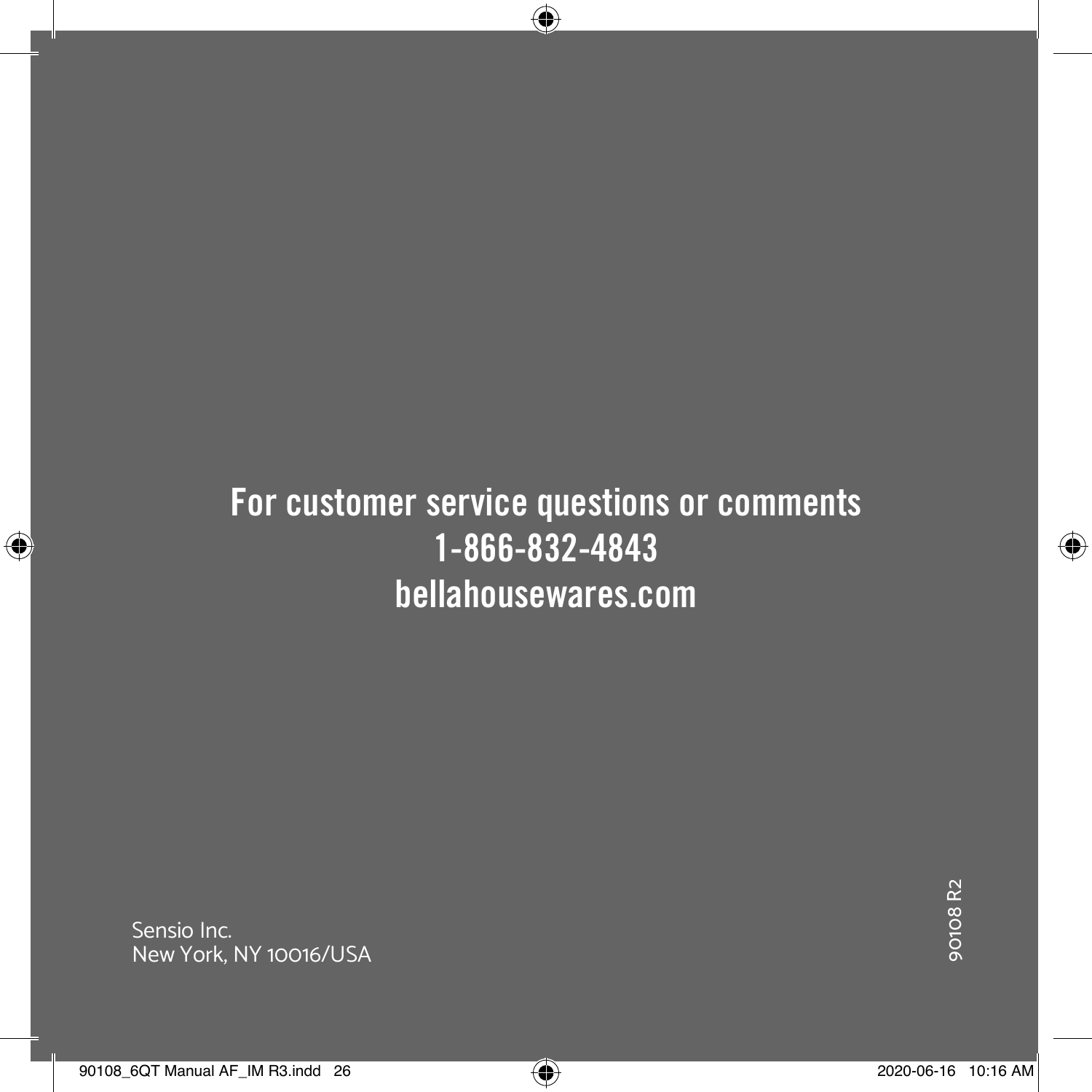**For customer service questions or comments**
**1-866-832-4843**
**bellahousewares.com**

Sensio Inc.
New York, NY 10016/USA

90108 R2